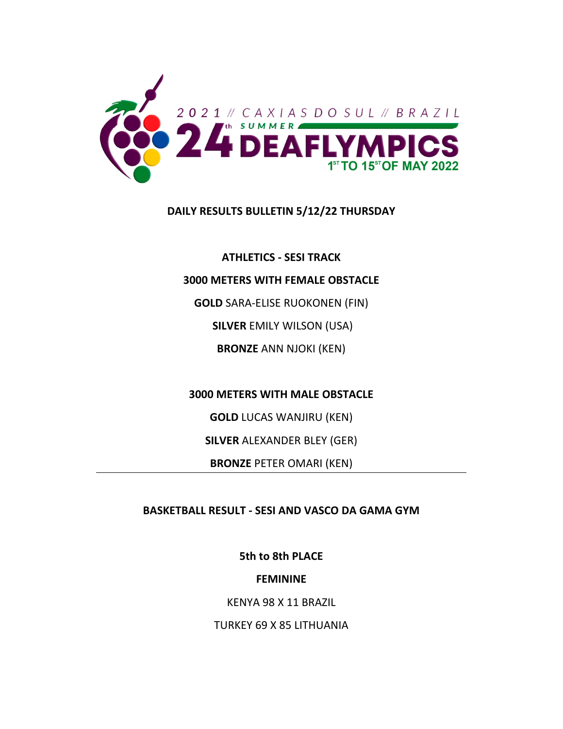2021 // CAXIAS DO SUL // BRAZIL

24th SUMMER DEAFLYMPICS

1ST TO 15ST OF MAY 2022

**DAILY RESULTS BULLETIN 5/12/22 THURSDAY**

## ATHLETICS - SESI TRACK

### 3000 METERS WITH FEMALE OBSTACLE

**GOLD** SARA-ELISE RUOKONEN (FIN)

**SILVER** EMILY WILSON (USA)

**BRONZE** ANN NJOKI (KEN)

### 3000 METERS WITH MALE OBSTACLE

**GOLD** LUCAS WANJIRU (KEN)

**SILVER** ALEXANDER BLEY (GER)

**BRONZE** PETER OMARI (KEN)

---

## BASKETBALL RESULT - SESI AND VASCO DA GAMA GYM

### 5th to 8th PLACE

**FEMININE**

KENYA 98 X 11 BRAZIL

TURKEY 69 X 85 LITHUANIA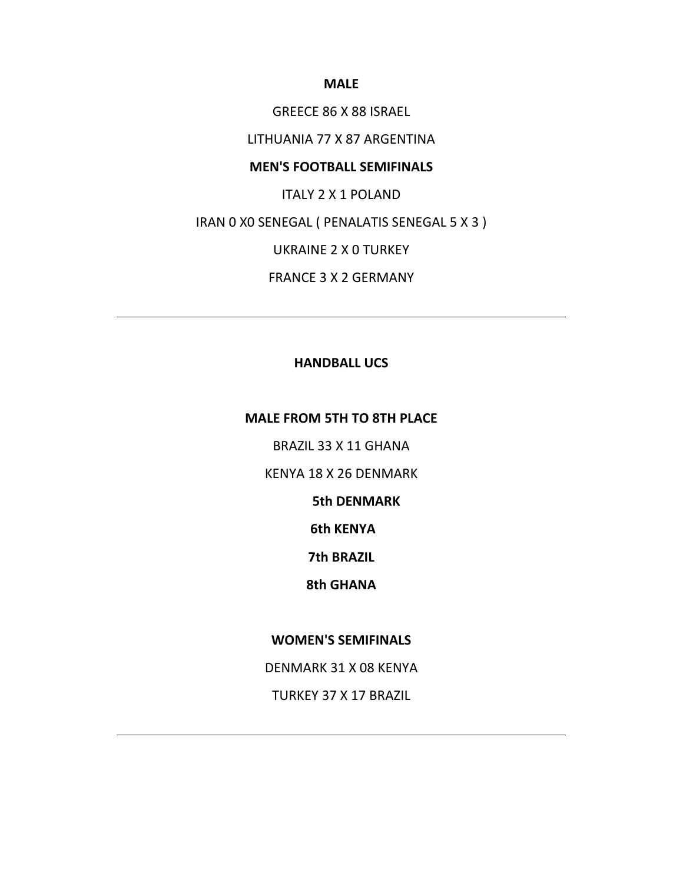**MALE**

GREECE 86 X 88 ISRAEL

LITHUANIA 77 X 87 ARGENTINA

**MEN'S FOOTBALL SEMIFINALS**

ITALY 2 X 1 POLAND

IRAN 0 X0 SENEGAL ( PENALATIS SENEGAL 5 X 3 )

UKRAINE 2 X 0 TURKEY

FRANCE 3 X 2 GERMANY

---

**HANDBALL UCS**

**MALE FROM 5TH TO 8TH PLACE**

BRAZIL 33 X 11 GHANA

KENYA 18 X 26 DENMARK

**5th DENMARK**

**6th KENYA**

**7th BRAZIL**

**8th GHANA**

**WOMEN'S SEMIFINALS**

DENMARK 31 X 08 KENYA

TURKEY 37 X 17 BRAZIL

---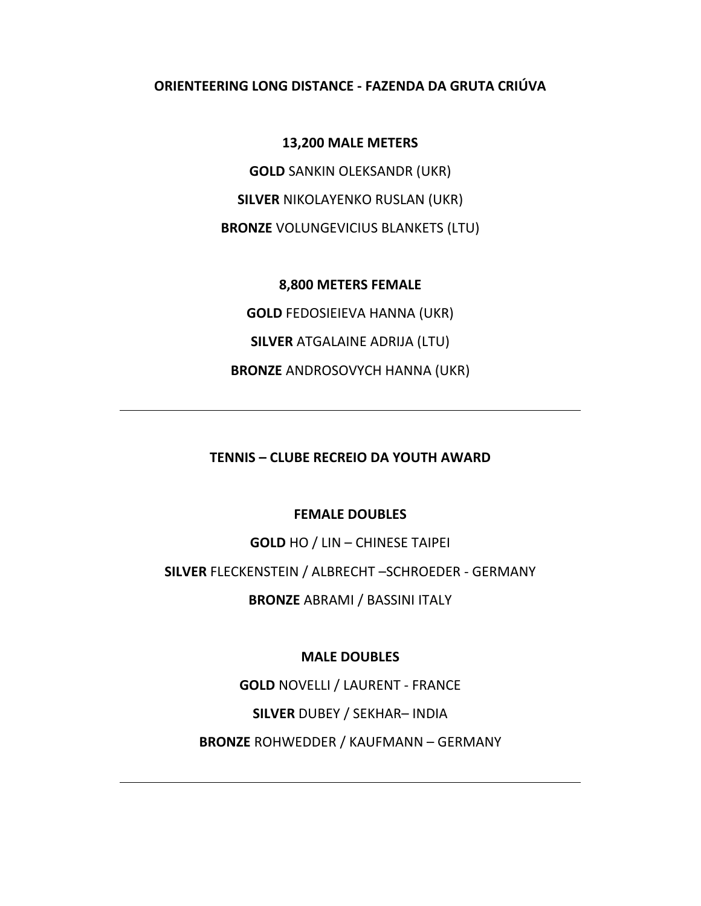## ORIENTEERING LONG DISTANCE - FAZENDA DA GRUTA CRIÚVA

### 13,200 MALE METERS

**GOLD** SANKIN OLEKSANDR (UKR)

**SILVER** NIKOLAYENKO RUSLAN (UKR)

**BRONZE** VOLUNGEVICIUS BLANKETS (LTU)

### 8,800 METERS FEMALE

**GOLD** FEDOSIEIEVA HANNA (UKR)

**SILVER** ATGALAINE ADRIJA (LTU)

**BRONZE** ANDROSOVYCH HANNA (UKR)

---

## TENNIS – CLUBE RECREIO DA YOUTH AWARD

### FEMALE DOUBLES

**GOLD** HO / LIN – CHINESE TAIPEI

**SILVER** FLECKENSTEIN / ALBRECHT –SCHROEDER - GERMANY

**BRONZE** ABRAMI / BASSINI ITALY

### MALE DOUBLES

**GOLD** NOVELLI / LAURENT - FRANCE

**SILVER** DUBEY / SEKHAR– INDIA

**BRONZE** ROHWEDDER / KAUFMANN – GERMANY

---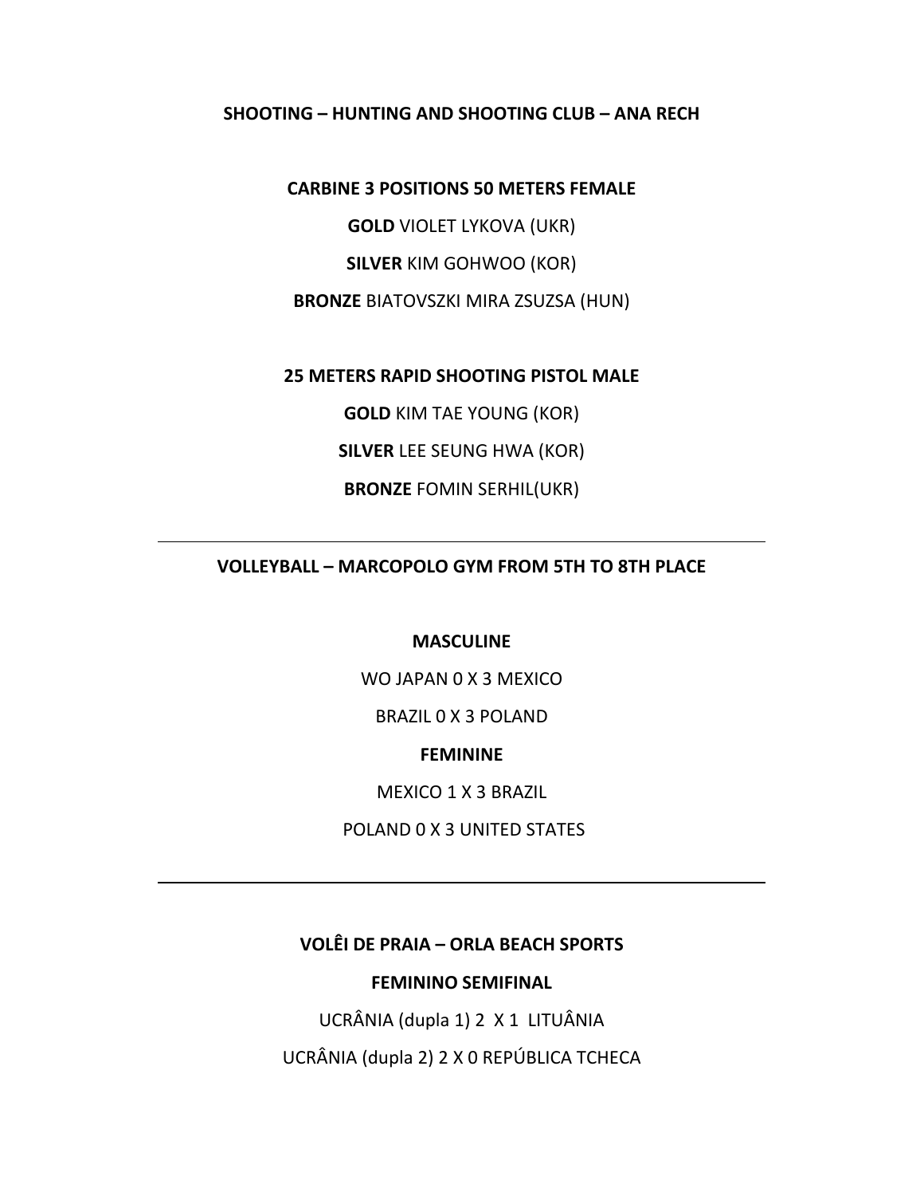**SHOOTING – HUNTING AND SHOOTING CLUB – ANA RECH**

**CARBINE 3 POSITIONS 50 METERS FEMALE**

**GOLD** VIOLET LYKOVA (UKR)

**SILVER** KIM GOHWOO (KOR)

**BRONZE** BIATOVSZKI MIRA ZSUZSA (HUN)

**25 METERS RAPID SHOOTING PISTOL MALE**

**GOLD** KIM TAE YOUNG (KOR)

**SILVER** LEE SEUNG HWA (KOR)

**BRONZE** FOMIN SERHIL(UKR)

---

**VOLLEYBALL – MARCOPOLO GYM FROM 5TH TO 8TH PLACE**

**MASCULINE**

WO JAPAN 0 X 3 MEXICO

BRAZIL 0 X 3 POLAND

**FEMININE**

MEXICO 1 X 3 BRAZIL

POLAND 0 X 3 UNITED STATES

---

**VOLÊI DE PRAIA – ORLA BEACH SPORTS**

**FEMININO SEMIFINAL**

UCRÂNIA (dupla 1) 2 X 1 LITUÂNIA

UCRÂNIA (dupla 2) 2 X 0 REPÚBLICA TCHECA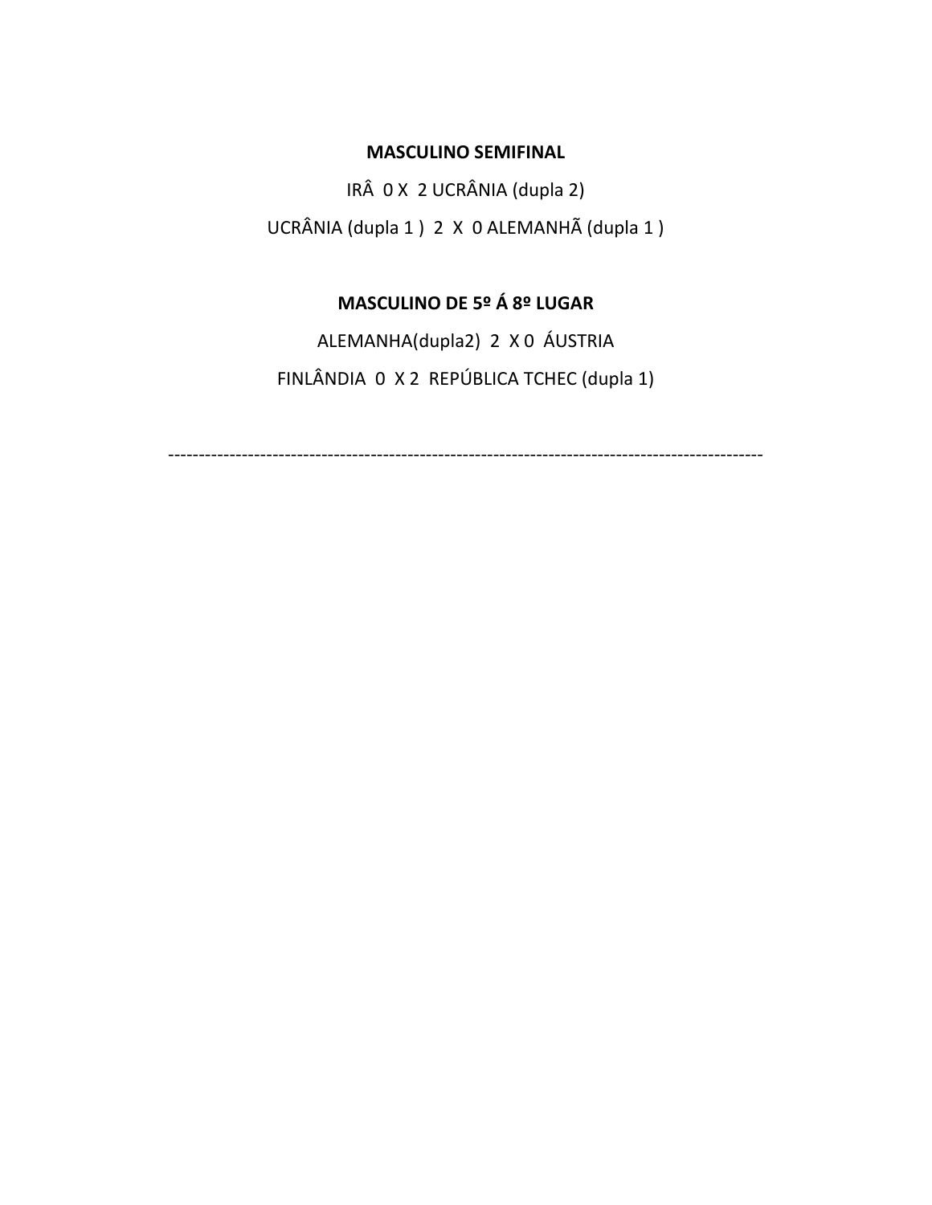**MASCULINO SEMIFINAL**

IRÂ 0 X 2 UCRÂNIA (dupla 2)

UCRÂNIA (dupla 1 ) 2 X 0 ALEMANHÃ (dupla 1 )

**MASCULINO DE 5º Á 8º LUGAR**

ALEMANHA(dupla2) 2 X 0 ÁUSTRIA

FINLÂNDIA 0 X 2 REPÚBLICA TCHEC (dupla 1)

---